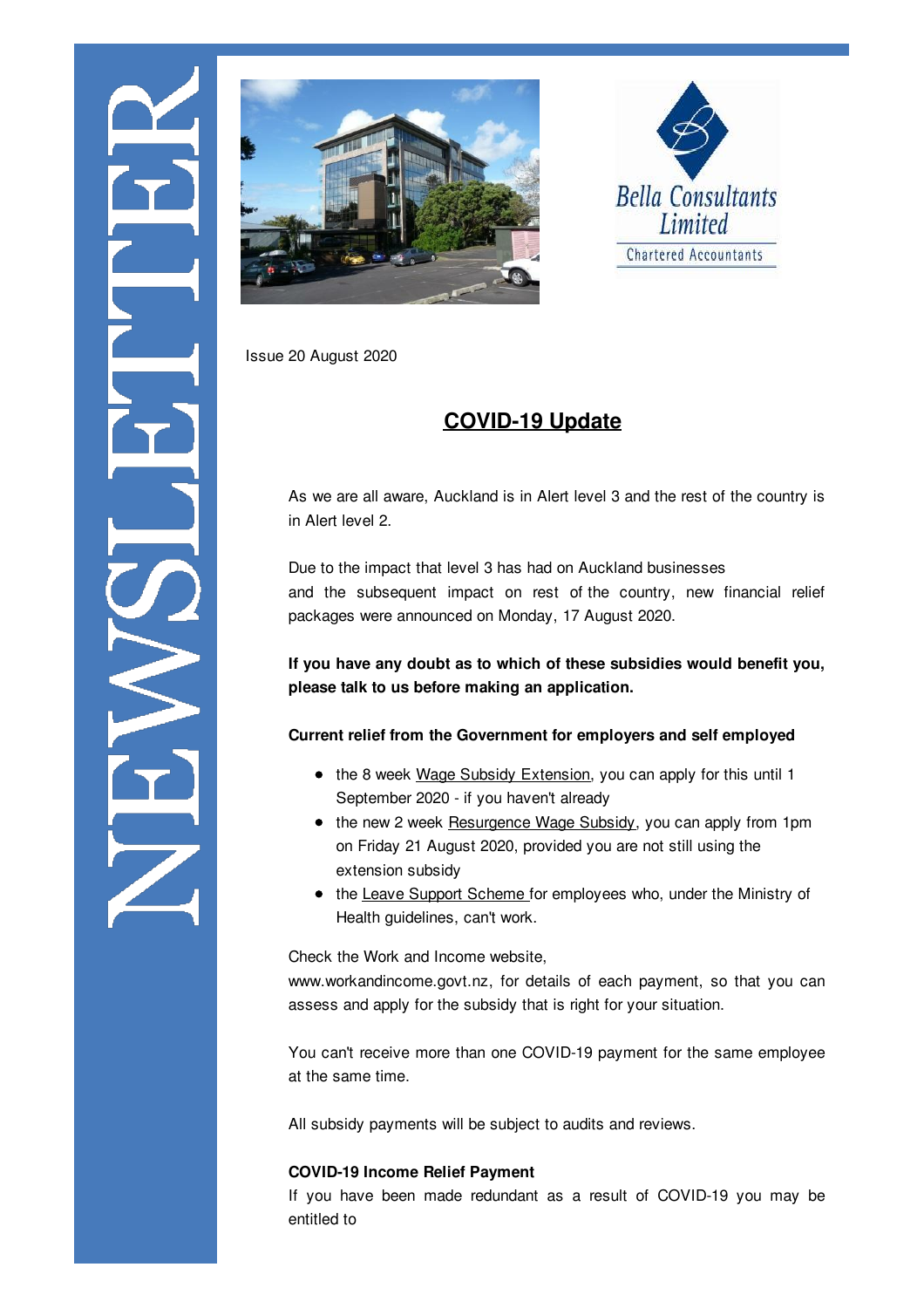Bella Consultants Limited

Chartered Accountants

NEWSLETTER

Issue 20 August 2020

# COVID-19 Update

As we are all aware, Auckland is in Alert level 3 and the rest of the country is in Alert level 2.

Due to the impact that level 3 has had on Auckland businesses and the subsequent impact on rest of the country, new financial relief packages were announced on Monday, 17 August 2020.

**If you have any doubt as to which of these subsidies would benefit you, please talk to us before making an application.**

**Current relief from the Government for employers and self employed**

- the 8 week Wage Subsidy Extension, you can apply for this until 1 September 2020 - if you haven't already
- the new 2 week Resurgence Wage Subsidy, you can apply from 1pm on Friday 21 August 2020, provided you are not still using the extension subsidy
- the Leave Support Scheme for employees who, under the Ministry of Health guidelines, can't work.

Check the Work and Income website, www.workandincome.govt.nz, for details of each payment, so that you can assess and apply for the subsidy that is right for your situation.

You can't receive more than one COVID-19 payment for the same employee at the same time.

All subsidy payments will be subject to audits and reviews.

**COVID-19 Income Relief Payment**

If you have been made redundant as a result of COVID-19 you may be entitled to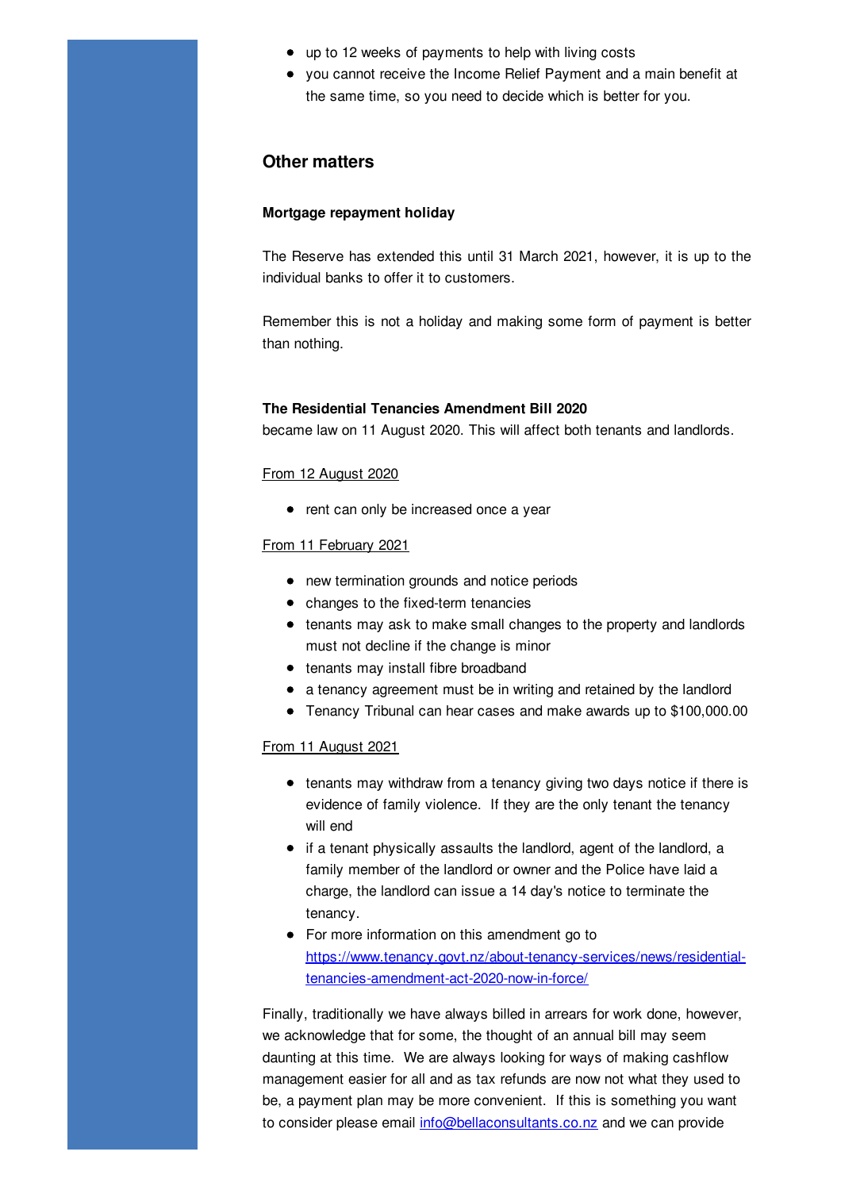- up to 12 weeks of payments to help with living costs
- you cannot receive the Income Relief Payment and a main benefit at the same time, so you need to decide which is better for you.

## Other matters

**Mortgage repayment holiday**

The Reserve has extended this until 31 March 2021, however, it is up to the individual banks to offer it to customers.

Remember this is not a holiday and making some form of payment is better than nothing.

**The Residential Tenancies Amendment Bill 2020**
became law on 11 August 2020. This will affect both tenants and landlords.

<u>From 12 August 2020</u>

- rent can only be increased once a year

<u>From 11 February 2021</u>

- new termination grounds and notice periods
- changes to the fixed-term tenancies
- tenants may ask to make small changes to the property and landlords must not decline if the change is minor
- tenants may install fibre broadband
- a tenancy agreement must be in writing and retained by the landlord
- Tenancy Tribunal can hear cases and make awards up to $100,000.00

<u>From 11 August 2021</u>

- tenants may withdraw from a tenancy giving two days notice if there is evidence of family violence. If they are the only tenant the tenancy will end
- if a tenant physically assaults the landlord, agent of the landlord, a family member of the landlord or owner and the Police have laid a charge, the landlord can issue a 14 day's notice to terminate the tenancy.
- For more information on this amendment go to [https://www.tenancy.govt.nz/about-tenancy-services/news/residential-tenancies-amendment-act-2020-now-in-force/](https://www.tenancy.govt.nz/about-tenancy-services/news/residential-tenancies-amendment-act-2020-now-in-force/)

Finally, traditionally we have always billed in arrears for work done, however, we acknowledge that for some, the thought of an annual bill may seem daunting at this time. We are always looking for ways of making cashflow management easier for all and as tax refunds are now not what they used to be, a payment plan may be more convenient. If this is something you want to consider please email [info@bellaconsultants.co.nz](mailto:info@bellaconsultants.co.nz) and we can provide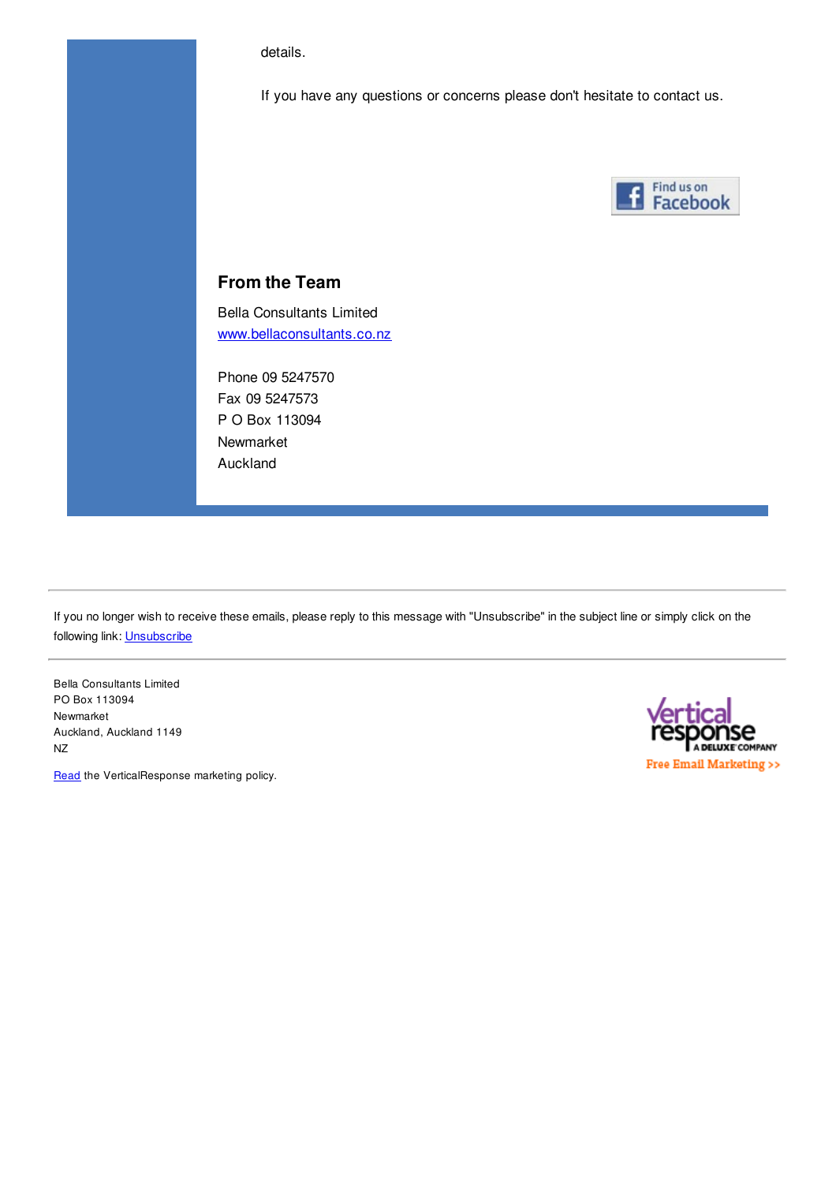details.

If you have any questions or concerns please don't hesitate to contact us.

Find us on Facebook

## From the Team

Bella Consultants Limited
[www.bellaconsultants.co.nz](www.bellaconsultants.co.nz)

Phone 09 5247570
Fax 09 5247573
P O Box 113094
Newmarket
Auckland

---

If you no longer wish to receive these emails, please reply to this message with "Unsubscribe" in the subject line or simply click on the following link: Unsubscribe

---

Bella Consultants Limited
PO Box 113094
Newmarket
Auckland, Auckland 1149
NZ

Read the VerticalResponse marketing policy.

Vertical response A DELUXE COMPANY
Free Email Marketing >>